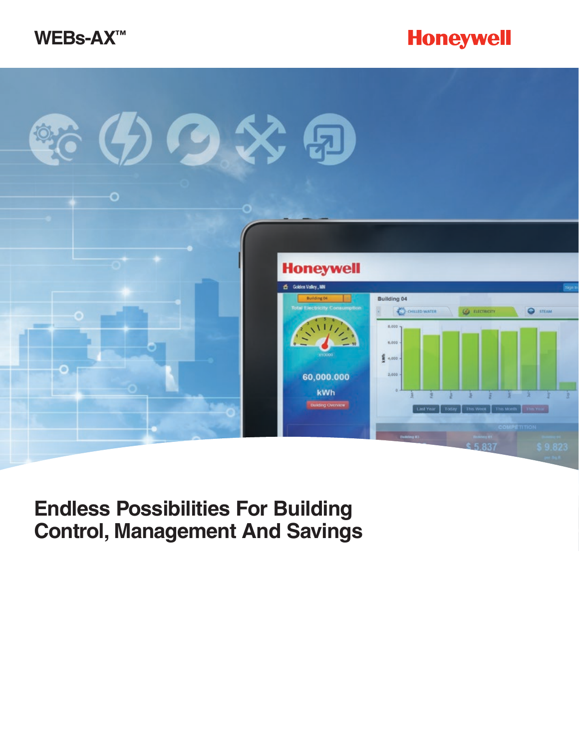WEBs-AX™

Honeywell

# Endless Possibilities For Building Control, Management And Savings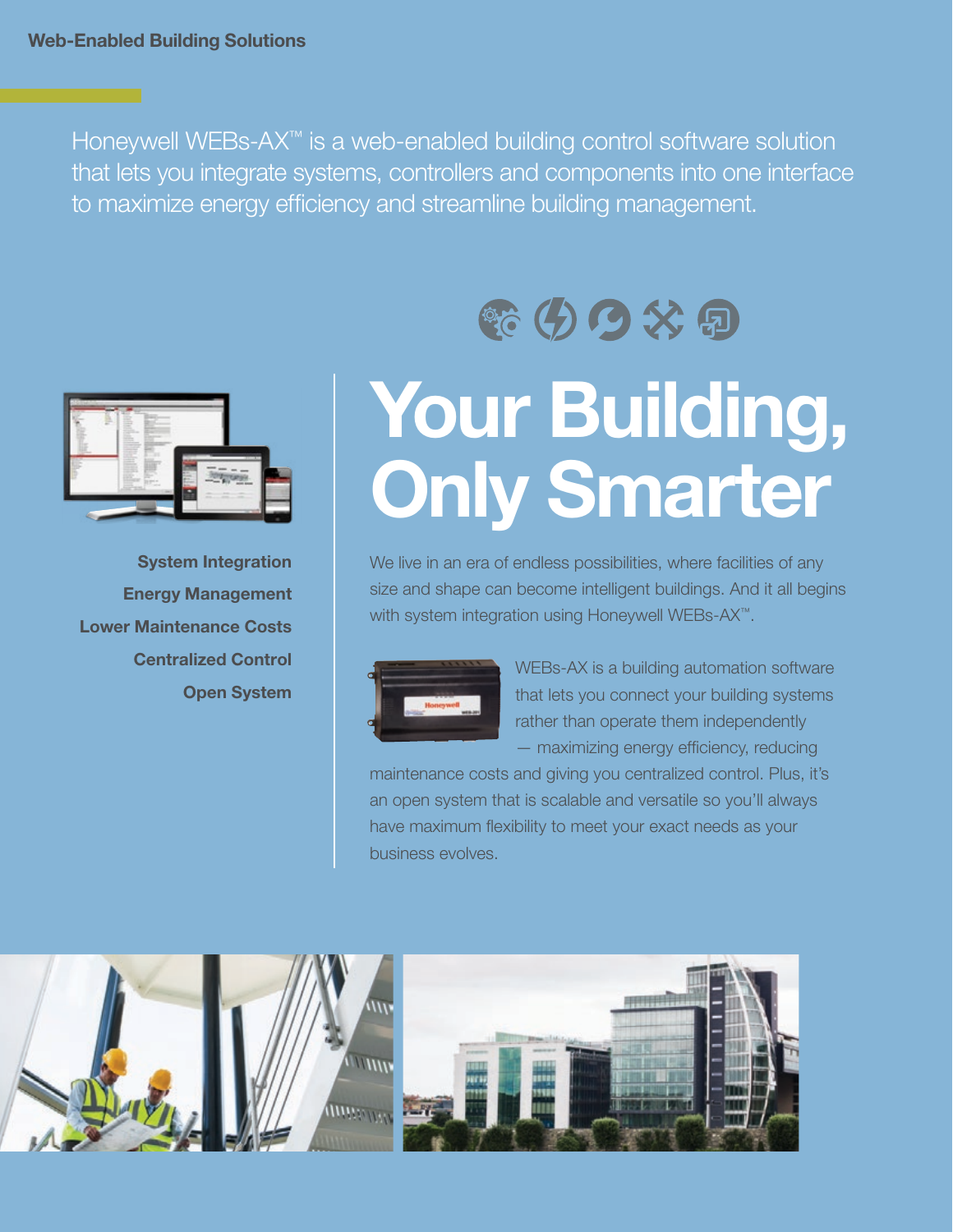Web-Enabled Building Solutions

Honeywell WEBs-AX™ is a web-enabled building control software solution that lets you integrate systems, controllers and components into one interface to maximize energy efficiency and streamline building management.

**System Integration**

**Energy Management**

**Lower Maintenance Costs**

**Centralized Control**

**Open System**

# Your Building, Only Smarter

We live in an era of endless possibilities, where facilities of any size and shape can become intelligent buildings. And it all begins with system integration using Honeywell WEBs-AX™.

WEBs-AX is a building automation software that lets you connect your building systems rather than operate them independently — maximizing energy efficiency, reducing maintenance costs and giving you centralized control. Plus, it's an open system that is scalable and versatile so you'll always have maximum flexibility to meet your exact needs as your business evolves.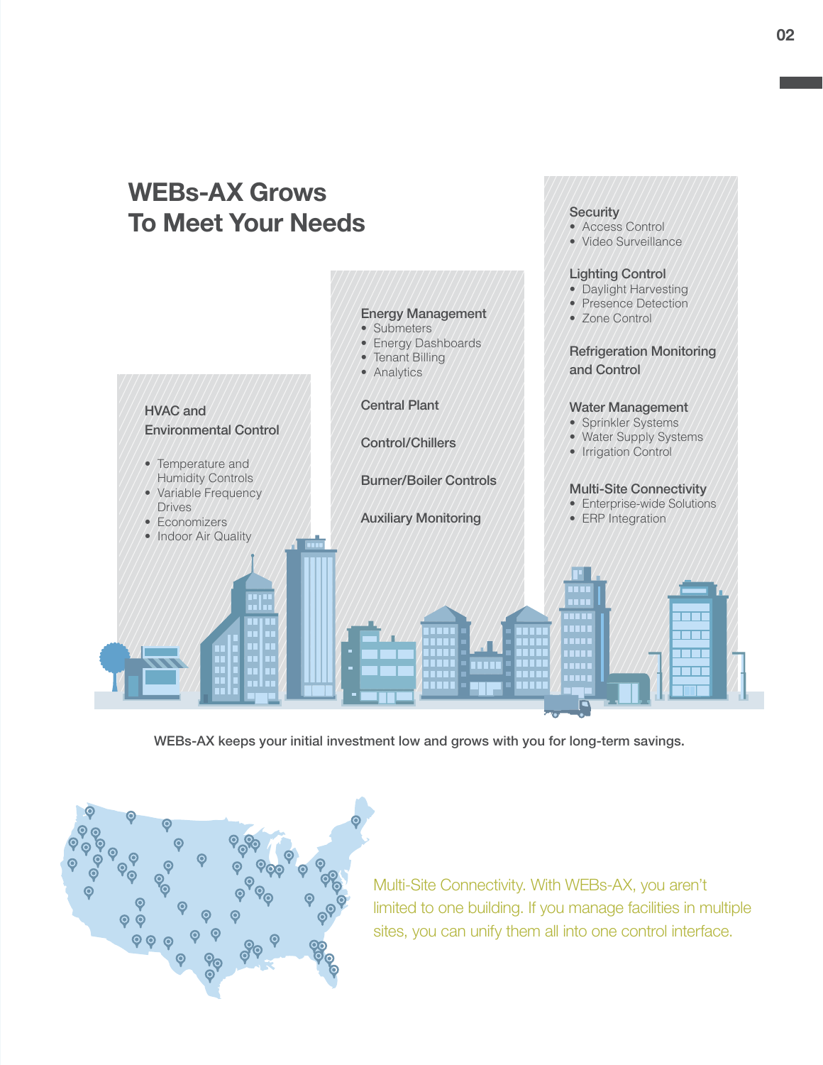# WEBs-AX Grows To Meet Your Needs

**HVAC and Environmental Control**

- Temperature and Humidity Controls
- Variable Frequency Drives
- Economizers
- Indoor Air Quality

**Energy Management**

- Submeters
- Energy Dashboards
- Tenant Billing
- Analytics

**Central Plant**

**Control/Chillers**

**Burner/Boiler Controls**

**Auxiliary Monitoring**

**Security**

- Access Control
- Video Surveillance

**Lighting Control**

- Daylight Harvesting
- Presence Detection
- Zone Control

**Refrigeration Monitoring and Control**

**Water Management**

- Sprinkler Systems
- Water Supply Systems
- Irrigation Control

**Multi-Site Connectivity**

- Enterprise-wide Solutions
- ERP Integration

WEBs-AX keeps your initial investment low and grows with you for long-term savings.

Multi-Site Connectivity. With WEBs-AX, you aren't limited to one building. If you manage facilities in multiple sites, you can unify them all into one control interface.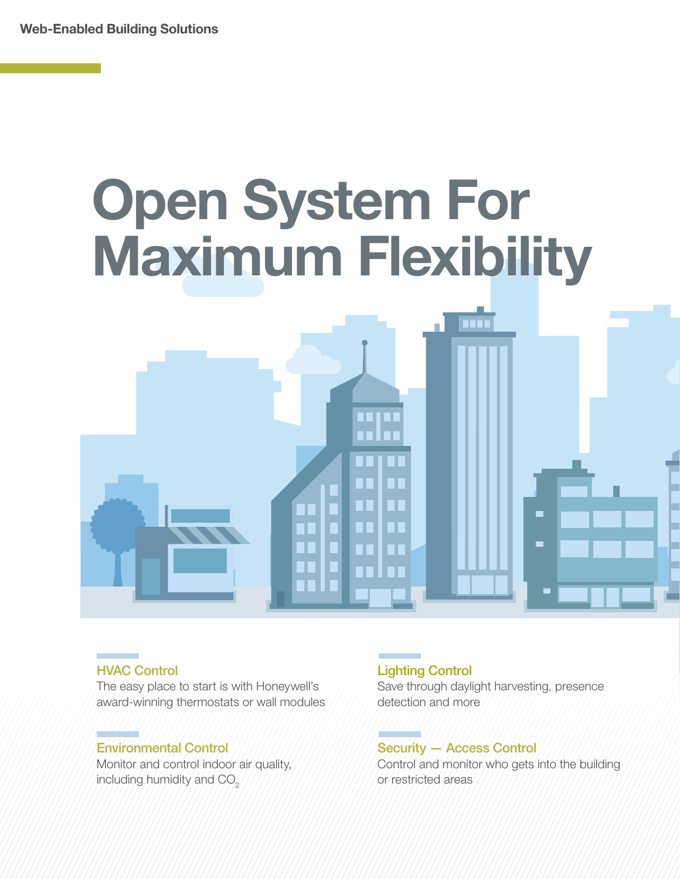# Open System For Maximum Flexibility

### HVAC Control

The easy place to start is with Honeywell's award-winning thermostats or wall modules

### Lighting Control

Save through daylight harvesting, presence detection and more

### Environmental Control

Monitor and control indoor air quality, including humidity and $CO_2$

### Security — Access Control

Control and monitor who gets into the building or restricted areas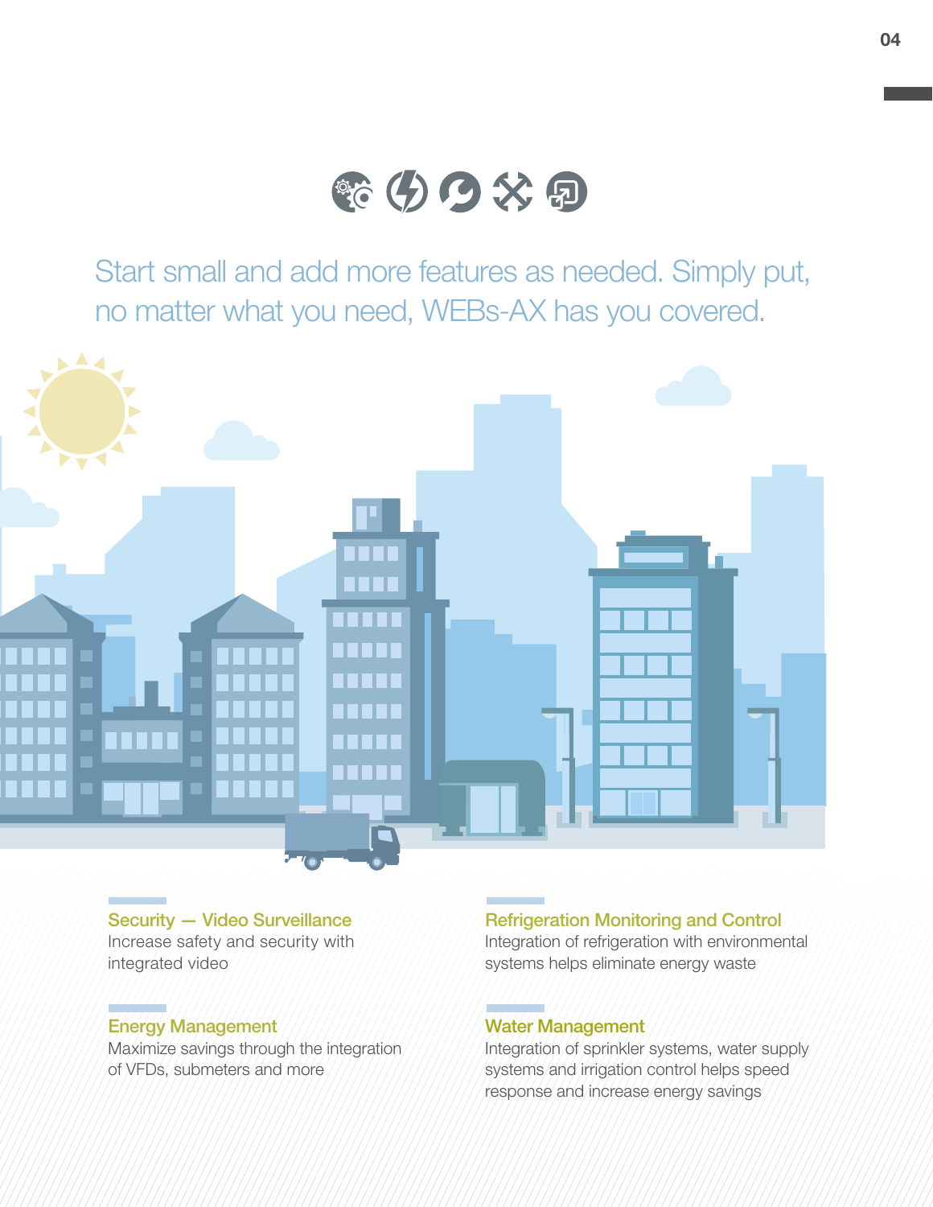Start small and add more features as needed. Simply put, no matter what you need, WEBs-AX has you covered.

### Security — Video Surveillance

Increase safety and security with integrated video

### Energy Management

Maximize savings through the integration of VFDs, submeters and more

### Refrigeration Monitoring and Control

Integration of refrigeration with environmental systems helps eliminate energy waste

### Water Management

Integration of sprinkler systems, water supply systems and irrigation control helps speed response and increase energy savings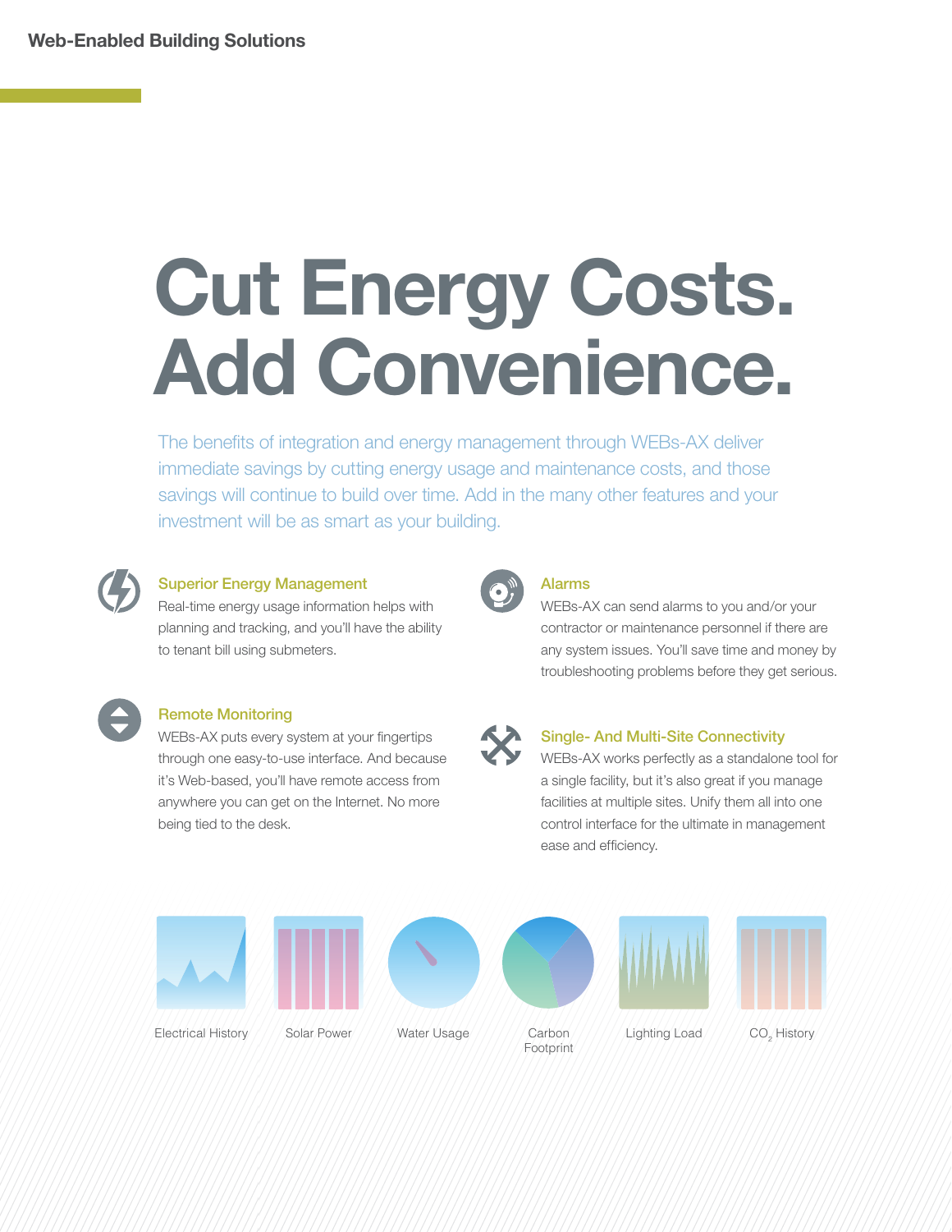# Cut Energy Costs. Add Convenience.

The benefits of integration and energy management through WEBs-AX deliver immediate savings by cutting energy usage and maintenance costs, and those savings will continue to build over time. Add in the many other features and your investment will be as smart as your building.

### Superior Energy Management

Real-time energy usage information helps with planning and tracking, and you'll have the ability to tenant bill using submeters.

### Remote Monitoring

WEBs-AX puts every system at your fingertips through one easy-to-use interface. And because it's Web-based, you'll have remote access from anywhere you can get on the Internet. No more being tied to the desk.

### Alarms

WEBs-AX can send alarms to you and/or your contractor or maintenance personnel if there are any system issues. You'll save time and money by troubleshooting problems before they get serious.

### Single- And Multi-Site Connectivity

WEBs-AX works perfectly as a standalone tool for a single facility, but it's also great if you manage facilities at multiple sites. Unify them all into one control interface for the ultimate in management ease and efficiency.

Electrical History

Solar Power

Water Usage

Carbon Footprint

Lighting Load

$CO_2$ History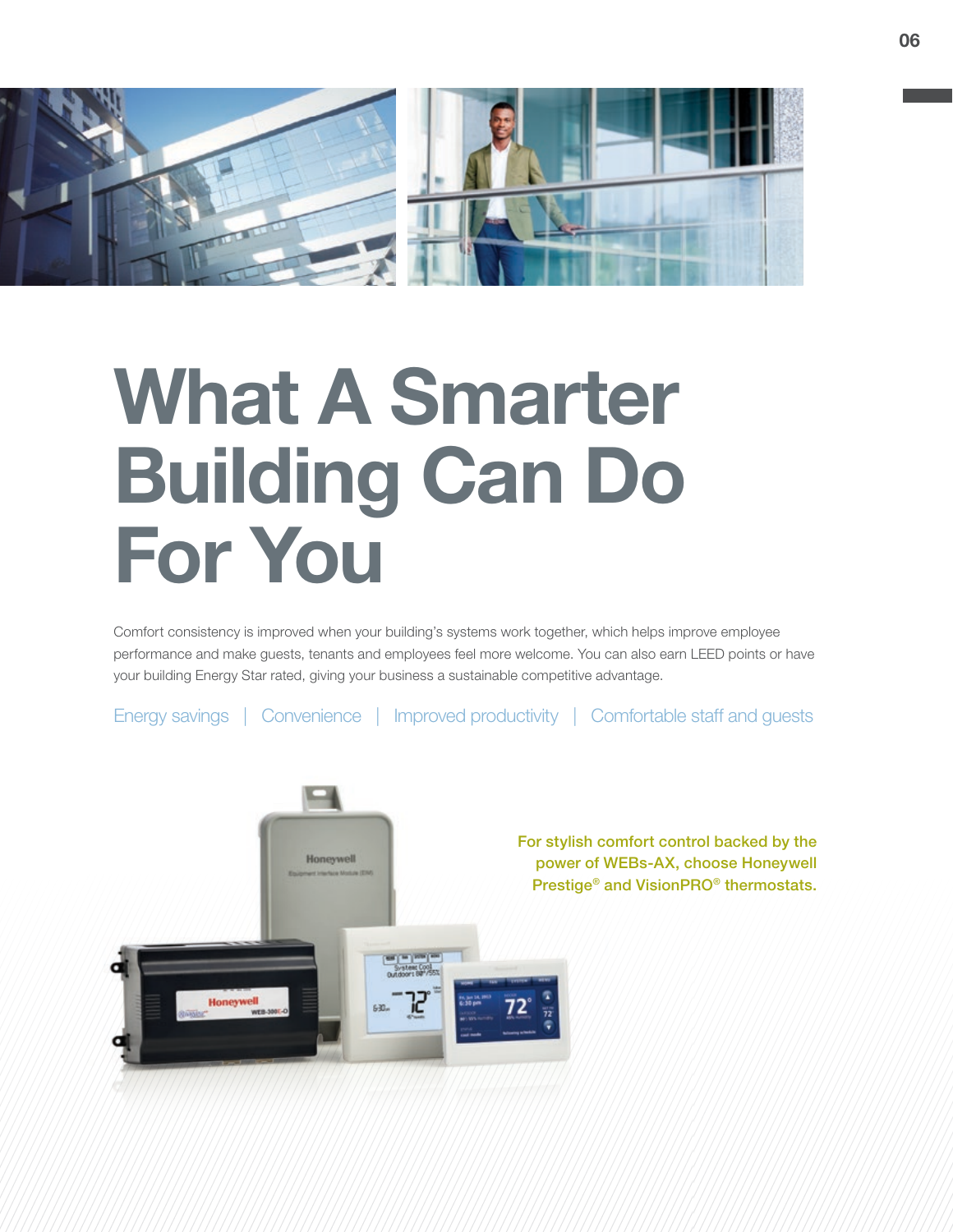# What A Smarter Building Can Do For You

Comfort consistency is improved when your building's systems work together, which helps improve employee performance and make guests, tenants and employees feel more welcome. You can also earn LEED points or have your building Energy Star rated, giving your business a sustainable competitive advantage.

Energy savings | Convenience | Improved productivity | Comfortable staff and guests

**For stylish comfort control backed by the power of WEBs-AX, choose Honeywell Prestige® and VisionPRO® thermostats.**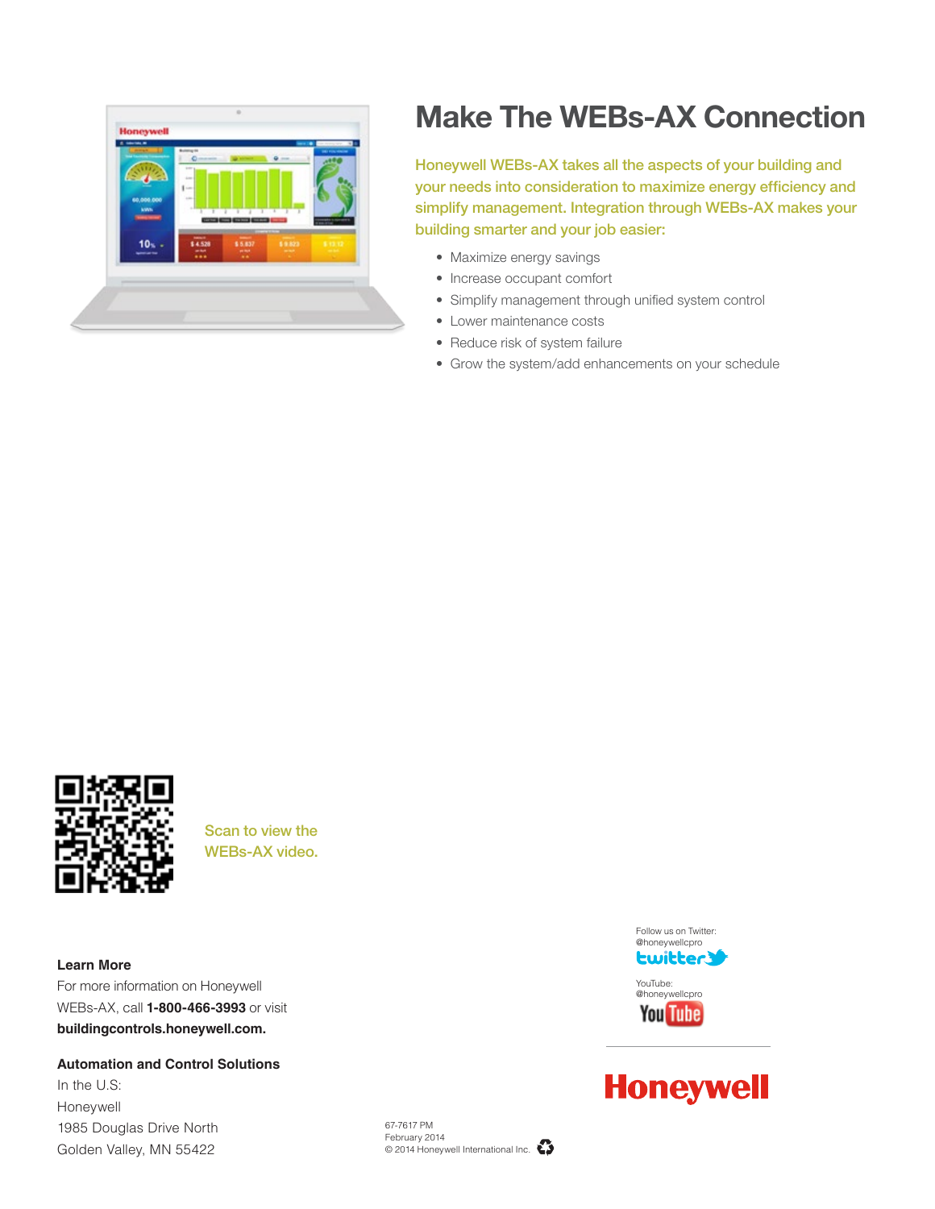# Make The WEBs-AX Connection

Honeywell WEBs-AX takes all the aspects of your building and your needs into consideration to maximize energy efficiency and simplify management. Integration through WEBs-AX makes your building smarter and your job easier:

- Maximize energy savings
- Increase occupant comfort
- Simplify management through unified system control
- Lower maintenance costs
- Reduce risk of system failure
- Grow the system/add enhancements on your schedule

Scan to view the WEBs-AX video.

**Learn More**

For more information on Honeywell WEBs-AX, call **1-800-466-3993** or visit **buildingcontrols.honeywell.com.**

**Automation and Control Solutions**

In the U.S:
Honeywell
1985 Douglas Drive North
Golden Valley, MN 55422

Follow us on Twitter:
@honeywellcpro

YouTube:
@honeywellcpro

Honeywell

67-7617 PM
February 2014
© 2014 Honeywell International Inc.